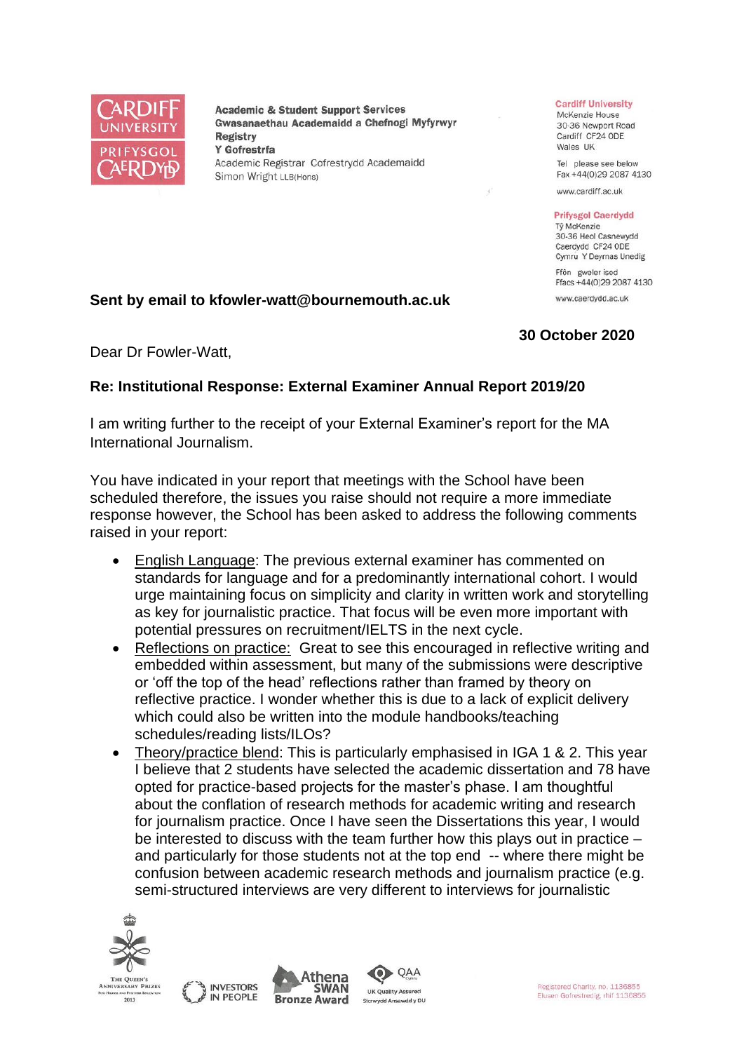Academic & Student Support Services
Gwasanaethau Academaidd a Chefnogi Myfyrwyr
Registry
Y Gofrestrfa
Academic Registrar Cofrestrydd Academaidd
Simon Wright LLB(Hons)

Cardiff University
McKenzie House
30-36 Newport Road
Cardiff CF24 0DE
Wales UK

Tel please see below
Fax +44(0)29 2087 4130

www.cardiff.ac.uk

Prifysgol Caerdydd
Tŷ McKenzie
30-36 Heol Casnewydd
Caerdydd CF24 0DE
Cymru Y Deyrnas Unedig

Ffôn gweler isod
Ffacs +44(0)29 2087 4130

www.caerdydd.ac.uk

**Sent by email to kfowler-watt@bournemouth.ac.uk**

**30 October 2020**

Dear Dr Fowler-Watt,

**Re: Institutional Response: External Examiner Annual Report 2019/20**

I am writing further to the receipt of your External Examiner's report for the MA International Journalism.

You have indicated in your report that meetings with the School have been scheduled therefore, the issues you raise should not require a more immediate response however, the School has been asked to address the following comments raised in your report:

- English Language: The previous external examiner has commented on standards for language and for a predominantly international cohort. I would urge maintaining focus on simplicity and clarity in written work and storytelling as key for journalistic practice. That focus will be even more important with potential pressures on recruitment/IELTS in the next cycle.
- Reflections on practice: Great to see this encouraged in reflective writing and embedded within assessment, but many of the submissions were descriptive or 'off the top of the head' reflections rather than framed by theory on reflective practice. I wonder whether this is due to a lack of explicit delivery which could also be written into the module handbooks/teaching schedules/reading lists/ILOs?
- Theory/practice blend: This is particularly emphasised in IGA 1 & 2. This year I believe that 2 students have selected the academic dissertation and 78 have opted for practice-based projects for the master's phase. I am thoughtful about the conflation of research methods for academic writing and research for journalism practice. Once I have seen the Dissertations this year, I would be interested to discuss with the team further how this plays out in practice – and particularly for those students not at the top end -- where there might be confusion between academic research methods and journalism practice (e.g. semi-structured interviews are very different to interviews for journalistic

Registered Charity, no. 1136855
Elusen Gofrestredig, rhif 1136855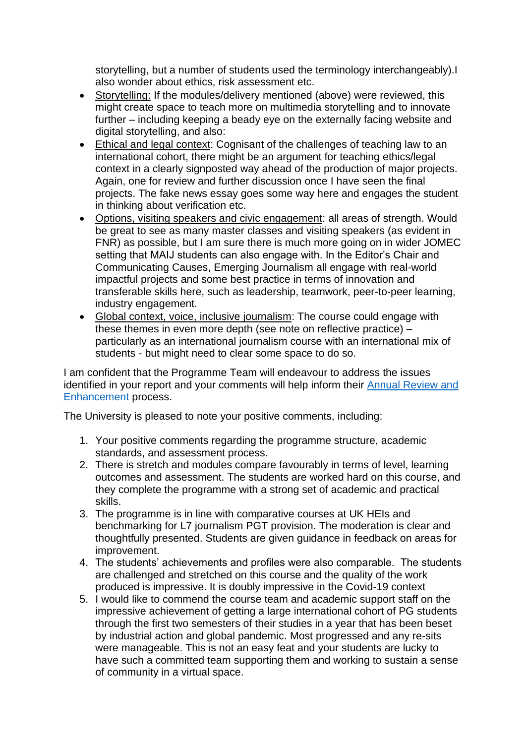storytelling, but a number of students used the terminology interchangeably).I also wonder about ethics, risk assessment etc.

- Storytelling: If the modules/delivery mentioned (above) were reviewed, this might create space to teach more on multimedia storytelling and to innovate further – including keeping a beady eye on the externally facing website and digital storytelling, and also:
- Ethical and legal context: Cognisant of the challenges of teaching law to an international cohort, there might be an argument for teaching ethics/legal context in a clearly signposted way ahead of the production of major projects. Again, one for review and further discussion once I have seen the final projects. The fake news essay goes some way here and engages the student in thinking about verification etc.
- Options, visiting speakers and civic engagement: all areas of strength. Would be great to see as many master classes and visiting speakers (as evident in FNR) as possible, but I am sure there is much more going on in wider JOMEC setting that MAIJ students can also engage with. In the Editor's Chair and Communicating Causes, Emerging Journalism all engage with real-world impactful projects and some best practice in terms of innovation and transferable skills here, such as leadership, teamwork, peer-to-peer learning, industry engagement.
- Global context, voice, inclusive journalism: The course could engage with these themes in even more depth (see note on reflective practice) – particularly as an international journalism course with an international mix of students - but might need to clear some space to do so.

I am confident that the Programme Team will endeavour to address the issues identified in your report and your comments will help inform their Annual Review and Enhancement process.

The University is pleased to note your positive comments, including:

1. Your positive comments regarding the programme structure, academic standards, and assessment process.
2. There is stretch and modules compare favourably in terms of level, learning outcomes and assessment. The students are worked hard on this course, and they complete the programme with a strong set of academic and practical skills.
3. The programme is in line with comparative courses at UK HEIs and benchmarking for L7 journalism PGT provision. The moderation is clear and thoughtfully presented. Students are given guidance in feedback on areas for improvement.
4. The students' achievements and profiles were also comparable. The students are challenged and stretched on this course and the quality of the work produced is impressive. It is doubly impressive in the Covid-19 context
5. I would like to commend the course team and academic support staff on the impressive achievement of getting a large international cohort of PG students through the first two semesters of their studies in a year that has been beset by industrial action and global pandemic. Most progressed and any re-sits were manageable. This is not an easy feat and your students are lucky to have such a committed team supporting them and working to sustain a sense of community in a virtual space.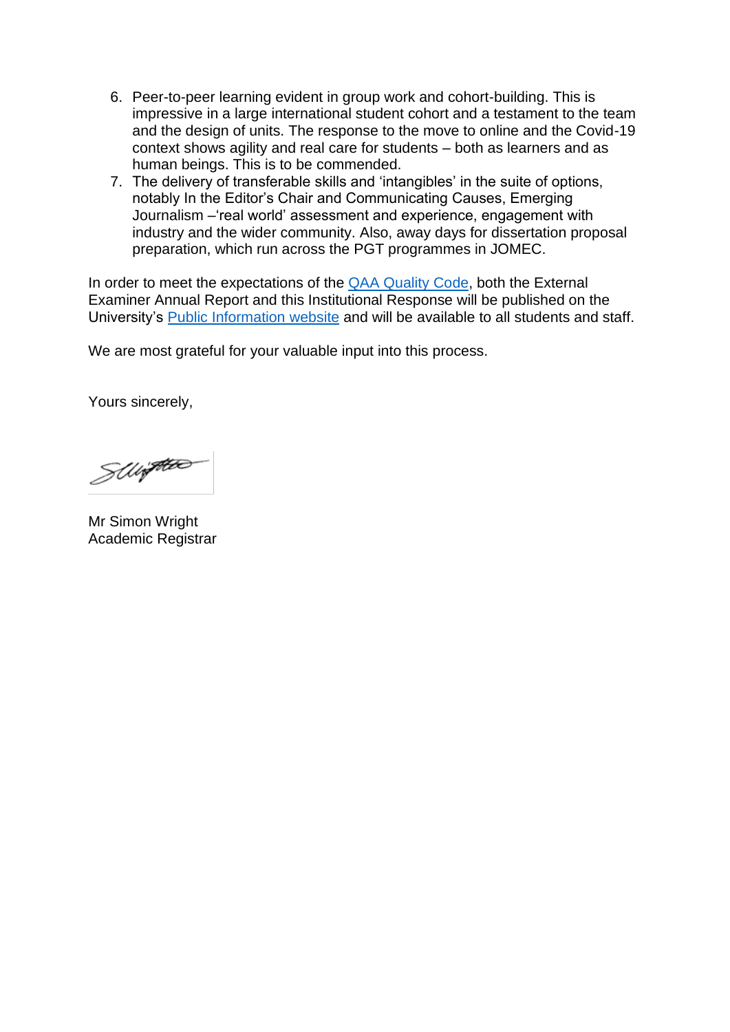6. Peer-to-peer learning evident in group work and cohort-building. This is impressive in a large international student cohort and a testament to the team and the design of units. The response to the move to online and the Covid-19 context shows agility and real care for students – both as learners and as human beings. This is to be commended.
7. The delivery of transferable skills and 'intangibles' in the suite of options, notably In the Editor's Chair and Communicating Causes, Emerging Journalism –'real world' assessment and experience, engagement with industry and the wider community. Also, away days for dissertation proposal preparation, which run across the PGT programmes in JOMEC.

In order to meet the expectations of the QAA Quality Code, both the External Examiner Annual Report and this Institutional Response will be published on the University's Public Information website and will be available to all students and staff.

We are most grateful for your valuable input into this process.

Yours sincerely,

Mr Simon Wright
Academic Registrar